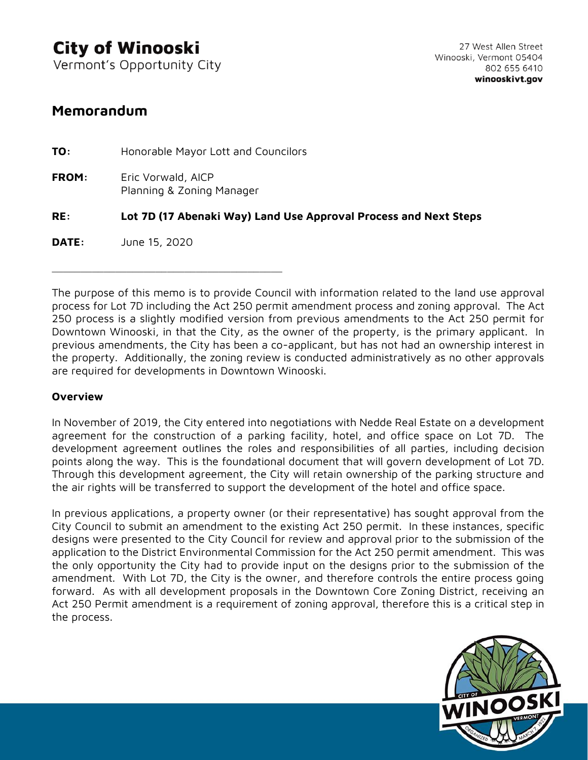# City of Winooski

Vermont's Opportunity City

27 West Allen Street
Winooski, Vermont 05404
802 655 6410
**winooskivt.gov**

## Memorandum

**TO:** Honorable Mayor Lott and Councilors

**FROM:** Eric Vorwald, AICP
Planning & Zoning Manager

**RE:** **Lot 7D (17 Abenaki Way) Land Use Approval Process and Next Steps**

**DATE:** June 15, 2020

---

The purpose of this memo is to provide Council with information related to the land use approval process for Lot 7D including the Act 250 permit amendment process and zoning approval. The Act 250 process is a slightly modified version from previous amendments to the Act 250 permit for Downtown Winooski, in that the City, as the owner of the property, is the primary applicant. In previous amendments, the City has been a co-applicant, but has not had an ownership interest in the property. Additionally, the zoning review is conducted administratively as no other approvals are required for developments in Downtown Winooski.

### Overview

In November of 2019, the City entered into negotiations with Nedde Real Estate on a development agreement for the construction of a parking facility, hotel, and office space on Lot 7D. The development agreement outlines the roles and responsibilities of all parties, including decision points along the way. This is the foundational document that will govern development of Lot 7D. Through this development agreement, the City will retain ownership of the parking structure and the air rights will be transferred to support the development of the hotel and office space.

In previous applications, a property owner (or their representative) has sought approval from the City Council to submit an amendment to the existing Act 250 permit. In these instances, specific designs were presented to the City Council for review and approval prior to the submission of the application to the District Environmental Commission for the Act 250 permit amendment. This was the only opportunity the City had to provide input on the designs prior to the submission of the amendment. With Lot 7D, the City is the owner, and therefore controls the entire process going forward. As with all development proposals in the Downtown Core Zoning District, receiving an Act 250 Permit amendment is a requirement of zoning approval, therefore this is a critical step in the process.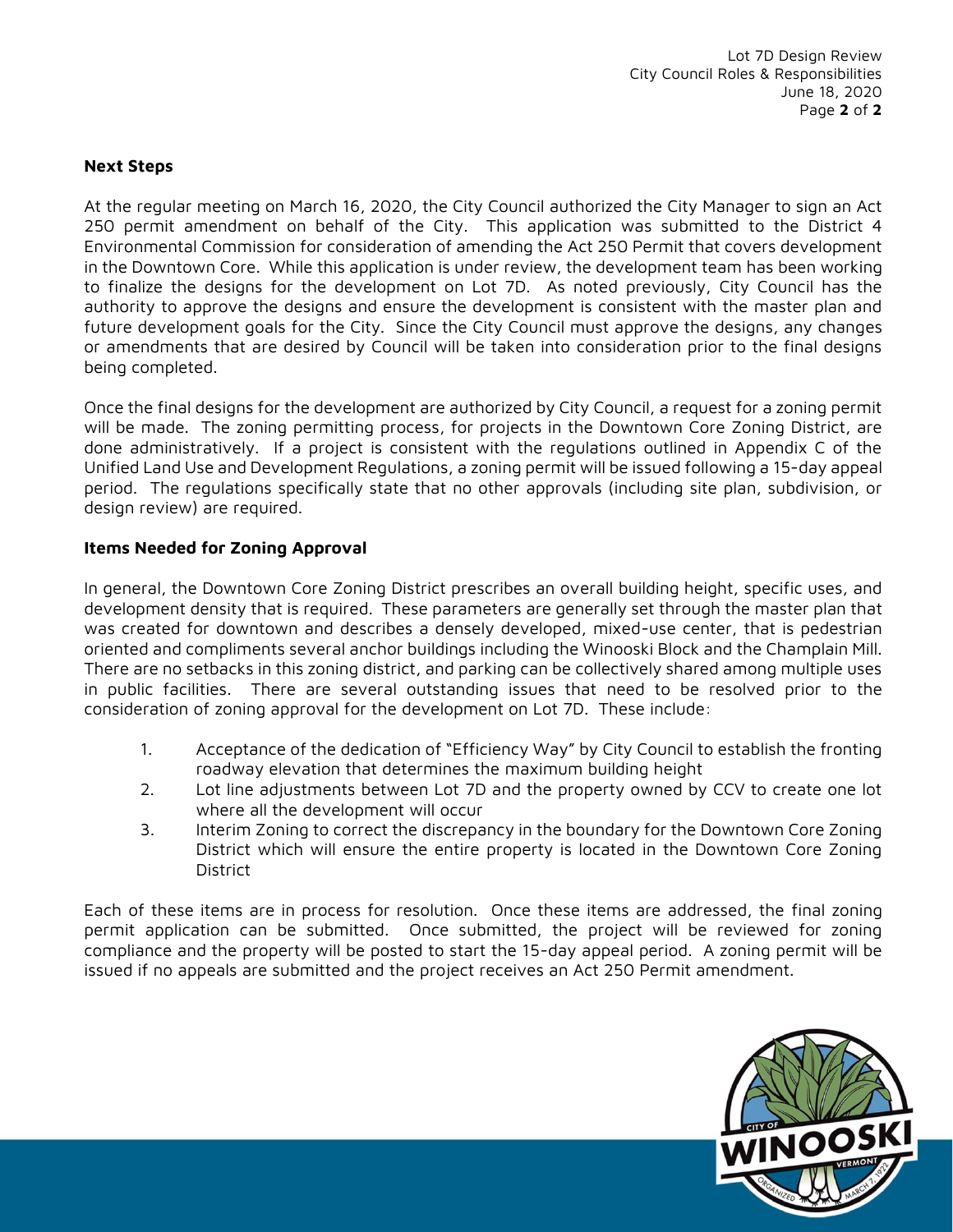## Next Steps

At the regular meeting on March 16, 2020, the City Council authorized the City Manager to sign an Act 250 permit amendment on behalf of the City. This application was submitted to the District 4 Environmental Commission for consideration of amending the Act 250 Permit that covers development in the Downtown Core. While this application is under review, the development team has been working to finalize the designs for the development on Lot 7D. As noted previously, City Council has the authority to approve the designs and ensure the development is consistent with the master plan and future development goals for the City. Since the City Council must approve the designs, any changes or amendments that are desired by Council will be taken into consideration prior to the final designs being completed.

Once the final designs for the development are authorized by City Council, a request for a zoning permit will be made. The zoning permitting process, for projects in the Downtown Core Zoning District, are done administratively. If a project is consistent with the regulations outlined in Appendix C of the Unified Land Use and Development Regulations, a zoning permit will be issued following a 15-day appeal period. The regulations specifically state that no other approvals (including site plan, subdivision, or design review) are required.

## Items Needed for Zoning Approval

In general, the Downtown Core Zoning District prescribes an overall building height, specific uses, and development density that is required. These parameters are generally set through the master plan that was created for downtown and describes a densely developed, mixed-use center, that is pedestrian oriented and compliments several anchor buildings including the Winooski Block and the Champlain Mill. There are no setbacks in this zoning district, and parking can be collectively shared among multiple uses in public facilities. There are several outstanding issues that need to be resolved prior to the consideration of zoning approval for the development on Lot 7D. These include:

1. Acceptance of the dedication of "Efficiency Way" by City Council to establish the fronting roadway elevation that determines the maximum building height
2. Lot line adjustments between Lot 7D and the property owned by CCV to create one lot where all the development will occur
3. Interim Zoning to correct the discrepancy in the boundary for the Downtown Core Zoning District which will ensure the entire property is located in the Downtown Core Zoning District

Each of these items are in process for resolution. Once these items are addressed, the final zoning permit application can be submitted. Once submitted, the project will be reviewed for zoning compliance and the property will be posted to start the 15-day appeal period. A zoning permit will be issued if no appeals are submitted and the project receives an Act 250 Permit amendment.